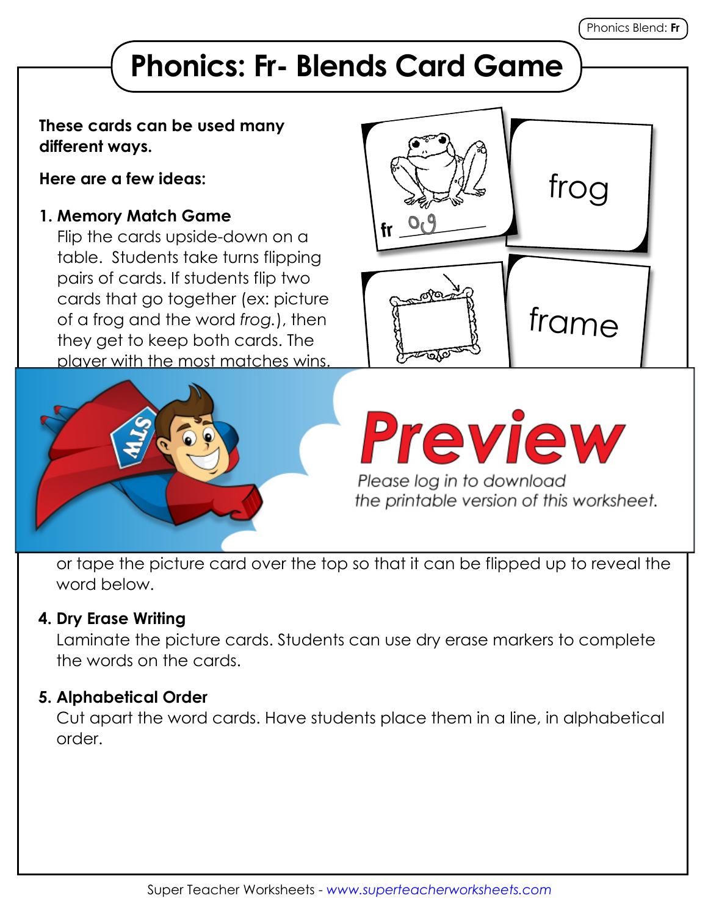# Phonics: Fr- Blends Card Game

**These cards can be used many different ways.**

**Here are a few ideas:**

1. **Memory Match Game**
   Flip the cards upside-down on a table. Students take turns flipping pairs of cards. If students flip two cards that go together (ex: picture of a frog and the word *frog.*), then they get to keep both cards. The player with the most matches wins.

fr og

frog

frame

**Preview**

Please log in to download the printable version of this worksheet.

or tape the picture card over the top so that it can be flipped up to reveal the word below.

4. **Dry Erase Writing**
   Laminate the picture cards. Students can use dry erase markers to complete the words on the cards.

5. **Alphabetical Order**
   Cut apart the word cards. Have students place them in a line, in alphabetical order.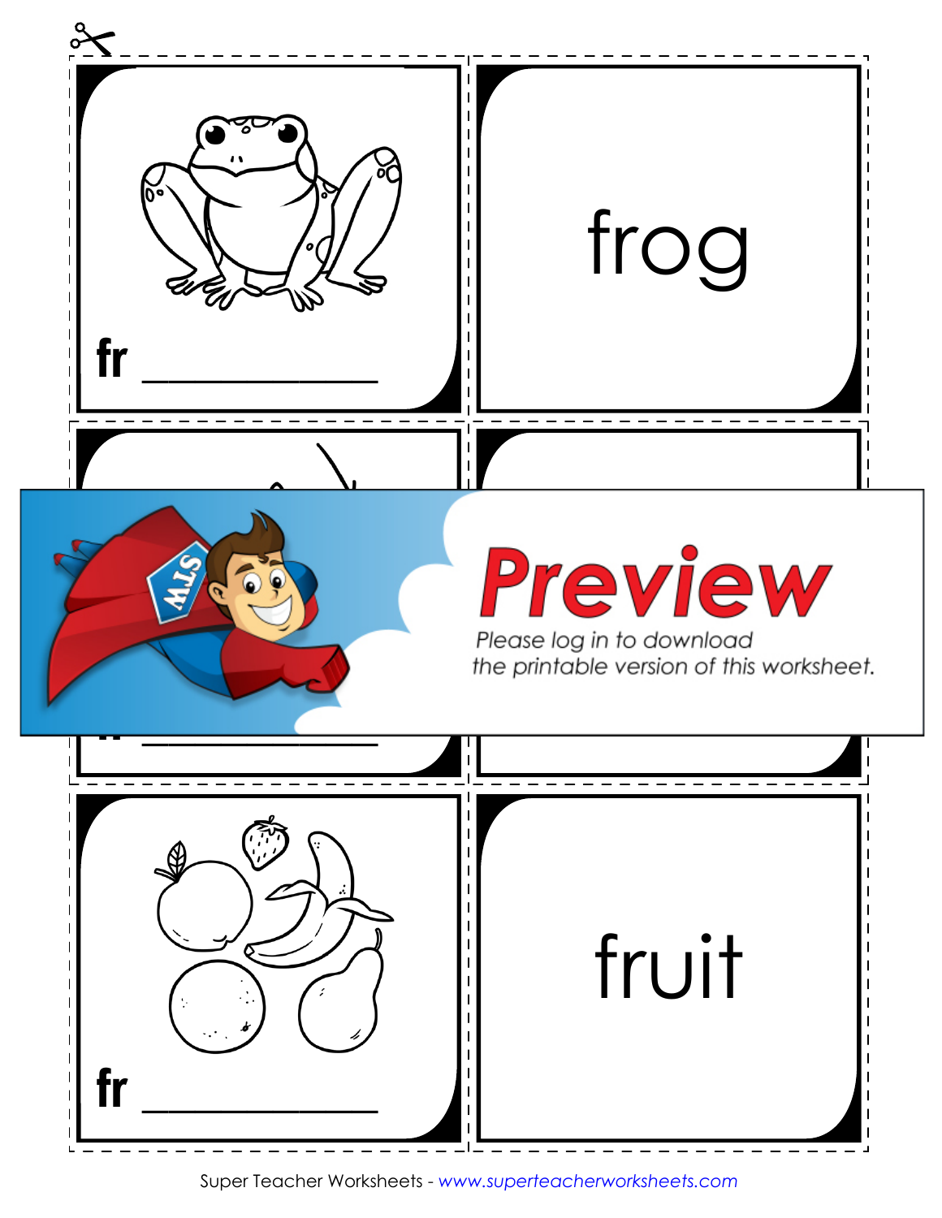fr ____________

frog

fr ____________

Preview

Please log in to download the printable version of this worksheet.

fr ____________

fruit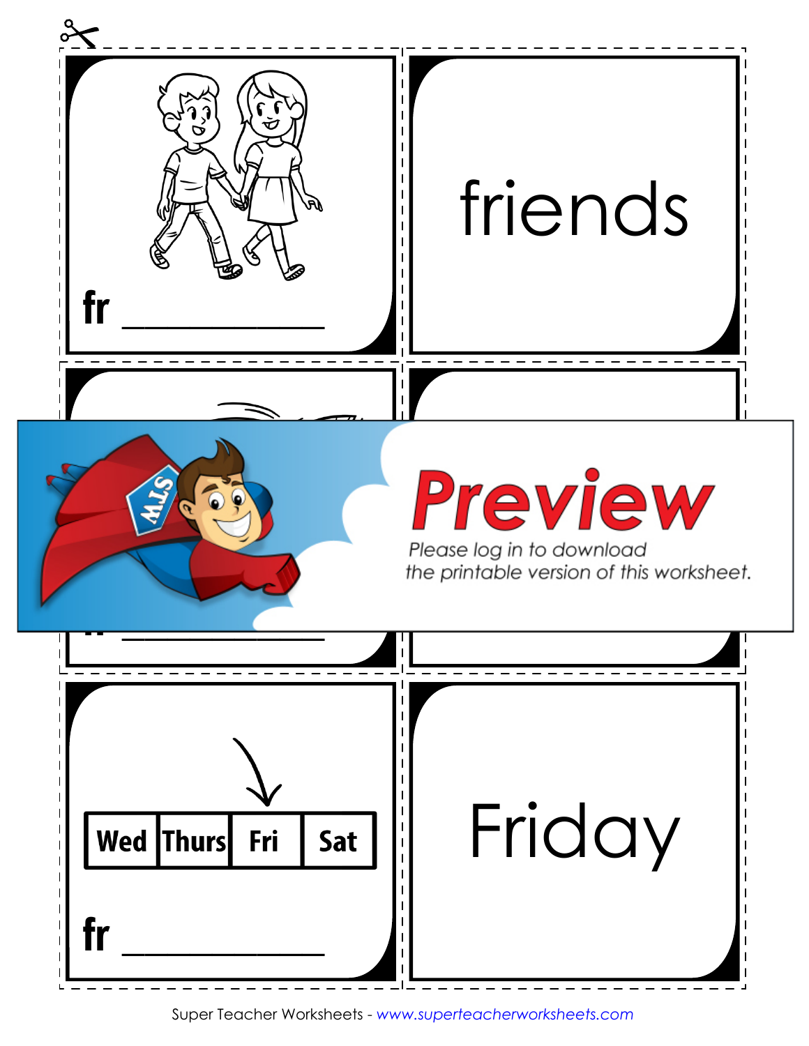fr ___________

friends

fr ___________

Preview

Please log in to download the printable version of this worksheet.

| Wed | Thurs | Fri | Sat |
|---|---|---|---|

fr ___________

Friday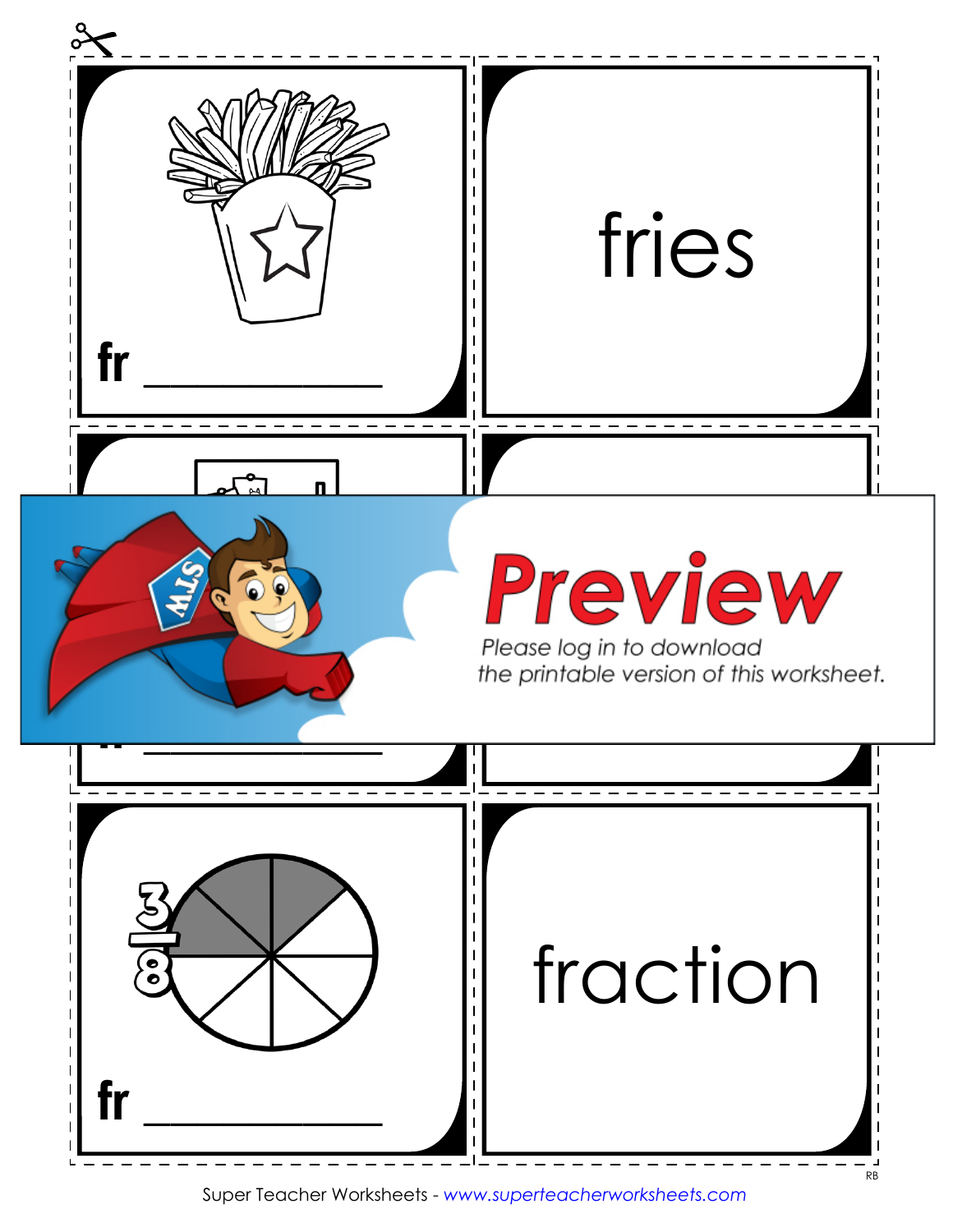fr ___________

fries

fr ___________

Preview

Please log in to download the printable version of this worksheet.

fr ___________

$\frac{3}{8}$

fr ___________

fraction